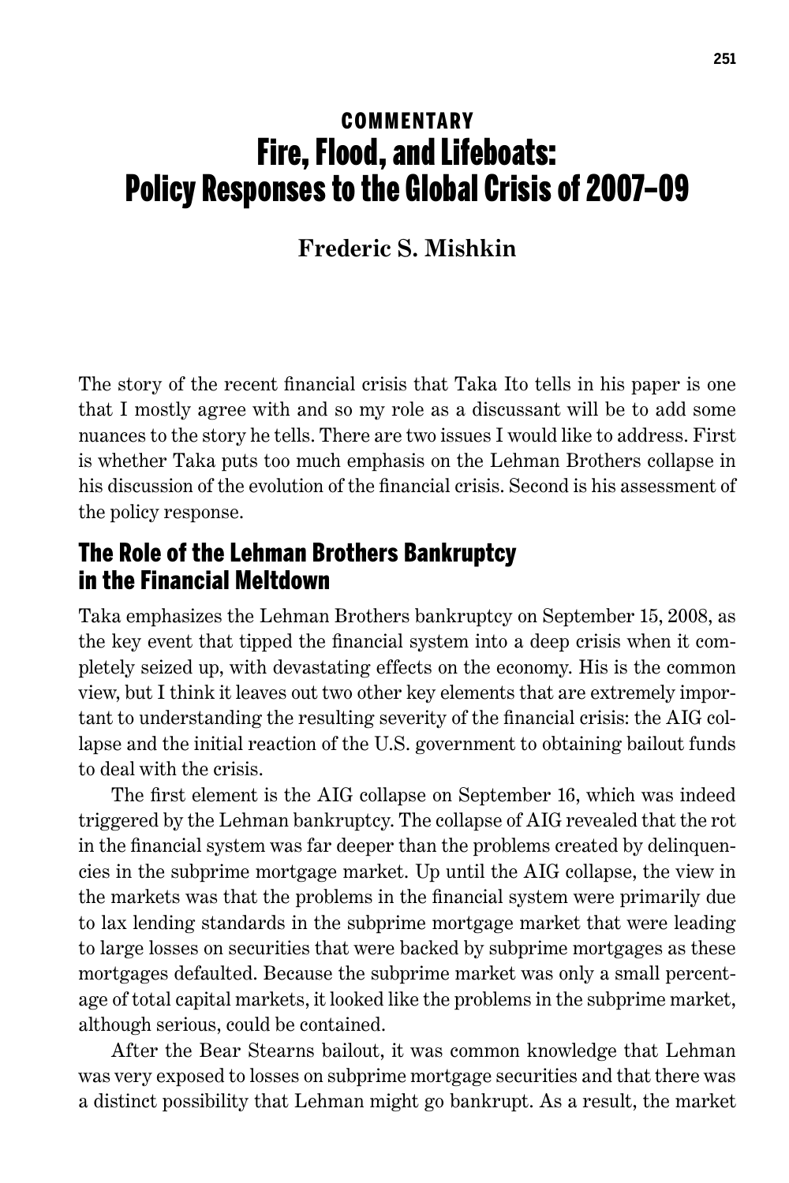COMMENTARY

# Fire, Flood, and Lifeboats: Policy Responses to the Global Crisis of 2007–09

**Frederic S. Mishkin**

The story of the recent financial crisis that Taka Ito tells in his paper is one that I mostly agree with and so my role as a discussant will be to add some nuances to the story he tells. There are two issues I would like to address. First is whether Taka puts too much emphasis on the Lehman Brothers collapse in his discussion of the evolution of the financial crisis. Second is his assessment of the policy response.

## The Role of the Lehman Brothers Bankruptcy in the Financial Meltdown

Taka emphasizes the Lehman Brothers bankruptcy on September 15, 2008, as the key event that tipped the financial system into a deep crisis when it completely seized up, with devastating effects on the economy. His is the common view, but I think it leaves out two other key elements that are extremely important to understanding the resulting severity of the financial crisis: the AIG collapse and the initial reaction of the U.S. government to obtaining bailout funds to deal with the crisis.

The first element is the AIG collapse on September 16, which was indeed triggered by the Lehman bankruptcy. The collapse of AIG revealed that the rot in the financial system was far deeper than the problems created by delinquencies in the subprime mortgage market. Up until the AIG collapse, the view in the markets was that the problems in the financial system were primarily due to lax lending standards in the subprime mortgage market that were leading to large losses on securities that were backed by subprime mortgages as these mortgages defaulted. Because the subprime market was only a small percentage of total capital markets, it looked like the problems in the subprime market, although serious, could be contained.

After the Bear Stearns bailout, it was common knowledge that Lehman was very exposed to losses on subprime mortgage securities and that there was a distinct possibility that Lehman might go bankrupt. As a result, the market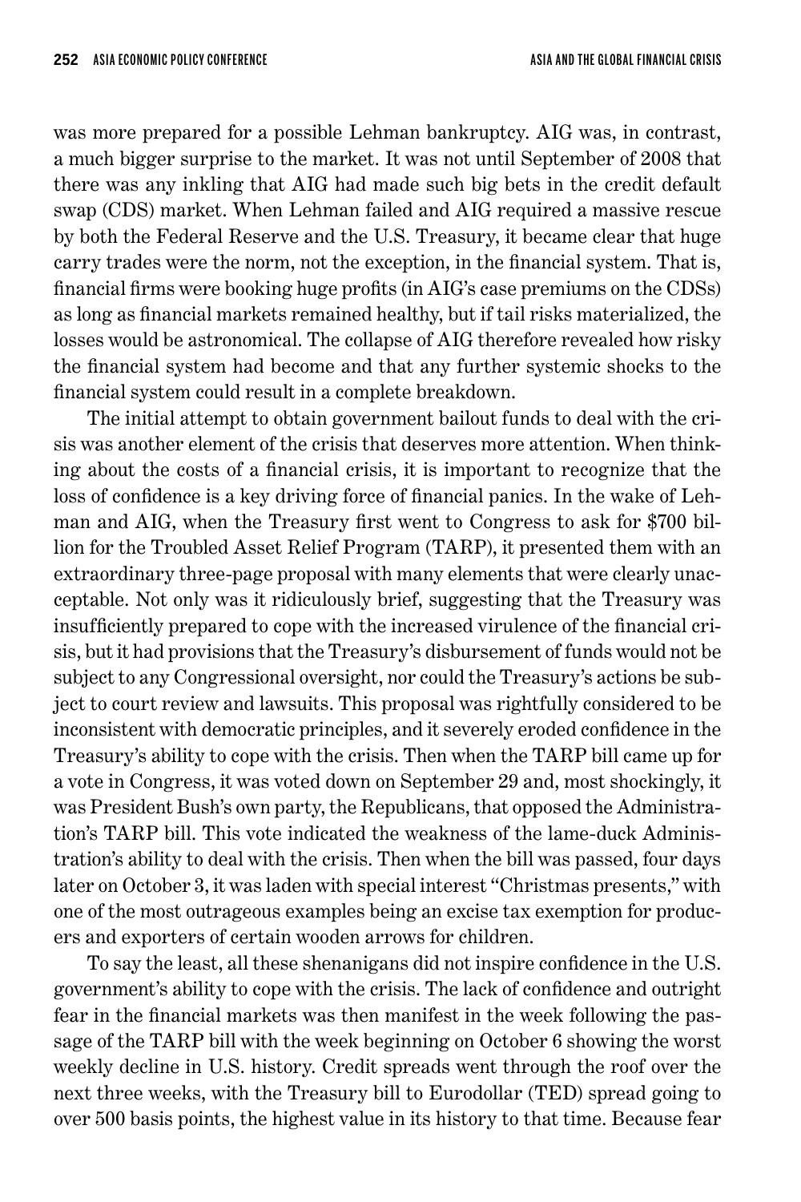was more prepared for a possible Lehman bankruptcy. AIG was, in contrast, a much bigger surprise to the market. It was not until September of 2008 that there was any inkling that AIG had made such big bets in the credit default swap (CDS) market. When Lehman failed and AIG required a massive rescue by both the Federal Reserve and the U.S. Treasury, it became clear that huge carry trades were the norm, not the exception, in the financial system. That is, financial firms were booking huge profits (in AIG's case premiums on the CDSs) as long as financial markets remained healthy, but if tail risks materialized, the losses would be astronomical. The collapse of AIG therefore revealed how risky the financial system had become and that any further systemic shocks to the financial system could result in a complete breakdown.

The initial attempt to obtain government bailout funds to deal with the crisis was another element of the crisis that deserves more attention. When thinking about the costs of a financial crisis, it is important to recognize that the loss of confidence is a key driving force of financial panics. In the wake of Lehman and AIG, when the Treasury first went to Congress to ask for $700 billion for the Troubled Asset Relief Program (TARP), it presented them with an extraordinary three-page proposal with many elements that were clearly unacceptable. Not only was it ridiculously brief, suggesting that the Treasury was insufficiently prepared to cope with the increased virulence of the financial crisis, but it had provisions that the Treasury's disbursement of funds would not be subject to any Congressional oversight, nor could the Treasury's actions be subject to court review and lawsuits. This proposal was rightfully considered to be inconsistent with democratic principles, and it severely eroded confidence in the Treasury's ability to cope with the crisis. Then when the TARP bill came up for a vote in Congress, it was voted down on September 29 and, most shockingly, it was President Bush's own party, the Republicans, that opposed the Administration's TARP bill. This vote indicated the weakness of the lame-duck Administration's ability to deal with the crisis. Then when the bill was passed, four days later on October 3, it was laden with special interest "Christmas presents," with one of the most outrageous examples being an excise tax exemption for producers and exporters of certain wooden arrows for children.

To say the least, all these shenanigans did not inspire confidence in the U.S. government's ability to cope with the crisis. The lack of confidence and outright fear in the financial markets was then manifest in the week following the passage of the TARP bill with the week beginning on October 6 showing the worst weekly decline in U.S. history. Credit spreads went through the roof over the next three weeks, with the Treasury bill to Eurodollar (TED) spread going to over 500 basis points, the highest value in its history to that time. Because fear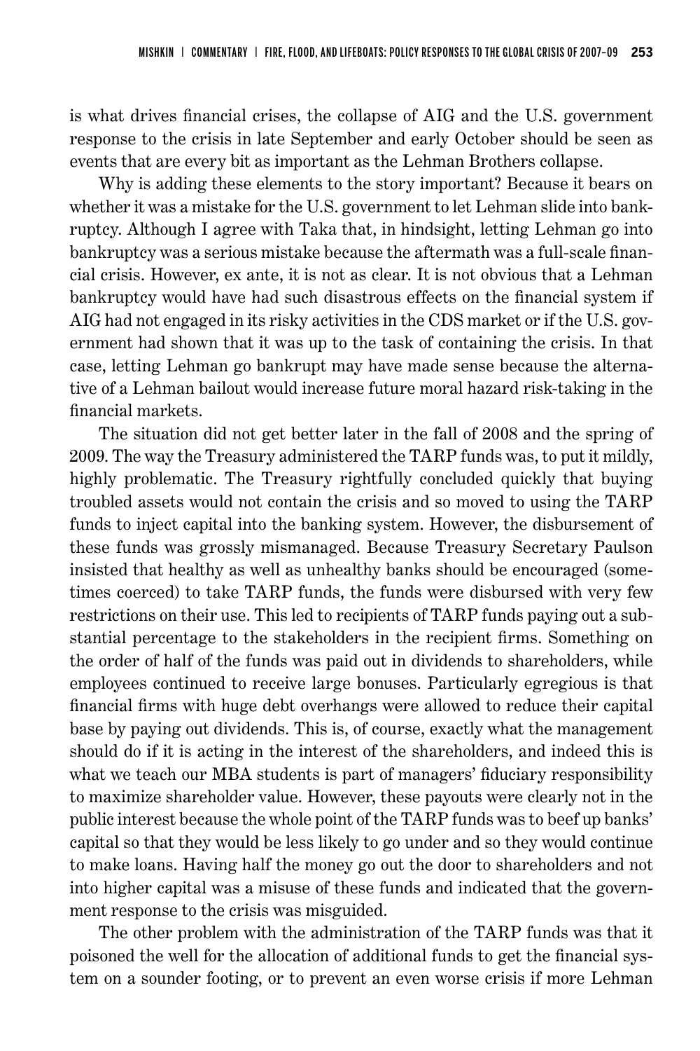is what drives financial crises, the collapse of AIG and the U.S. government response to the crisis in late September and early October should be seen as events that are every bit as important as the Lehman Brothers collapse.

Why is adding these elements to the story important? Because it bears on whether it was a mistake for the U.S. government to let Lehman slide into bankruptcy. Although I agree with Taka that, in hindsight, letting Lehman go into bankruptcy was a serious mistake because the aftermath was a full-scale financial crisis. However, ex ante, it is not as clear. It is not obvious that a Lehman bankruptcy would have had such disastrous effects on the financial system if AIG had not engaged in its risky activities in the CDS market or if the U.S. government had shown that it was up to the task of containing the crisis. In that case, letting Lehman go bankrupt may have made sense because the alternative of a Lehman bailout would increase future moral hazard risk-taking in the financial markets.

The situation did not get better later in the fall of 2008 and the spring of 2009. The way the Treasury administered the TARP funds was, to put it mildly, highly problematic. The Treasury rightfully concluded quickly that buying troubled assets would not contain the crisis and so moved to using the TARP funds to inject capital into the banking system. However, the disbursement of these funds was grossly mismanaged. Because Treasury Secretary Paulson insisted that healthy as well as unhealthy banks should be encouraged (sometimes coerced) to take TARP funds, the funds were disbursed with very few restrictions on their use. This led to recipients of TARP funds paying out a substantial percentage to the stakeholders in the recipient firms. Something on the order of half of the funds was paid out in dividends to shareholders, while employees continued to receive large bonuses. Particularly egregious is that financial firms with huge debt overhangs were allowed to reduce their capital base by paying out dividends. This is, of course, exactly what the management should do if it is acting in the interest of the shareholders, and indeed this is what we teach our MBA students is part of managers' fiduciary responsibility to maximize shareholder value. However, these payouts were clearly not in the public interest because the whole point of the TARP funds was to beef up banks' capital so that they would be less likely to go under and so they would continue to make loans. Having half the money go out the door to shareholders and not into higher capital was a misuse of these funds and indicated that the government response to the crisis was misguided.

The other problem with the administration of the TARP funds was that it poisoned the well for the allocation of additional funds to get the financial system on a sounder footing, or to prevent an even worse crisis if more Lehman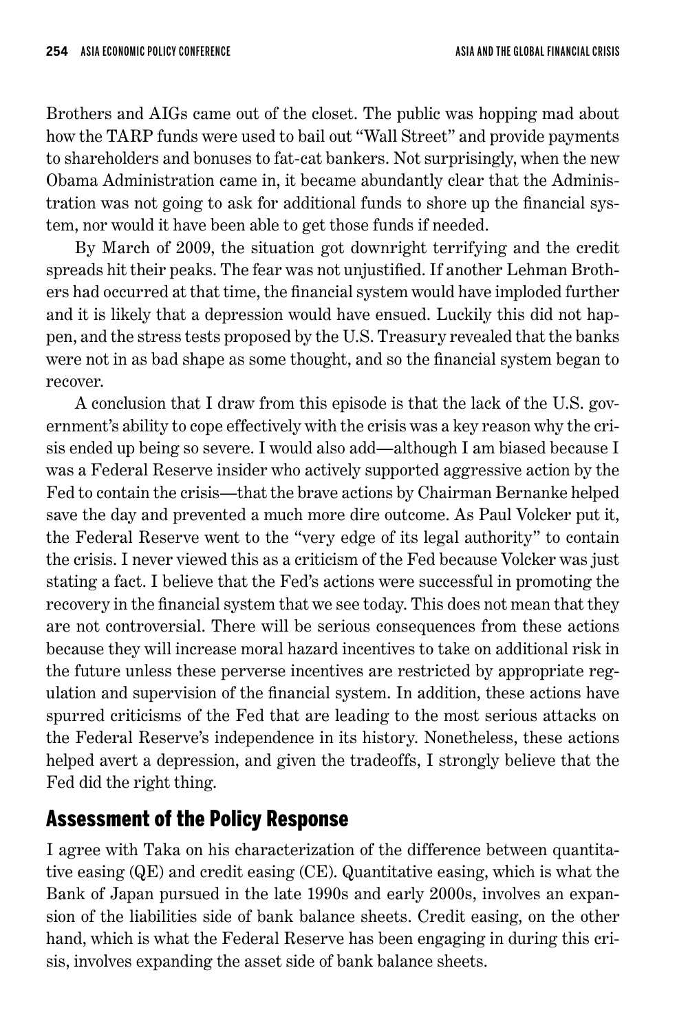Brothers and AIGs came out of the closet. The public was hopping mad about how the TARP funds were used to bail out "Wall Street" and provide payments to shareholders and bonuses to fat-cat bankers. Not surprisingly, when the new Obama Administration came in, it became abundantly clear that the Administration was not going to ask for additional funds to shore up the financial system, nor would it have been able to get those funds if needed.

By March of 2009, the situation got downright terrifying and the credit spreads hit their peaks. The fear was not unjustified. If another Lehman Brothers had occurred at that time, the financial system would have imploded further and it is likely that a depression would have ensued. Luckily this did not happen, and the stress tests proposed by the U.S. Treasury revealed that the banks were not in as bad shape as some thought, and so the financial system began to recover.

A conclusion that I draw from this episode is that the lack of the U.S. government's ability to cope effectively with the crisis was a key reason why the crisis ended up being so severe. I would also add—although I am biased because I was a Federal Reserve insider who actively supported aggressive action by the Fed to contain the crisis—that the brave actions by Chairman Bernanke helped save the day and prevented a much more dire outcome. As Paul Volcker put it, the Federal Reserve went to the "very edge of its legal authority" to contain the crisis. I never viewed this as a criticism of the Fed because Volcker was just stating a fact. I believe that the Fed's actions were successful in promoting the recovery in the financial system that we see today. This does not mean that they are not controversial. There will be serious consequences from these actions because they will increase moral hazard incentives to take on additional risk in the future unless these perverse incentives are restricted by appropriate regulation and supervision of the financial system. In addition, these actions have spurred criticisms of the Fed that are leading to the most serious attacks on the Federal Reserve's independence in its history. Nonetheless, these actions helped avert a depression, and given the tradeoffs, I strongly believe that the Fed did the right thing.

## Assessment of the Policy Response

I agree with Taka on his characterization of the difference between quantitative easing (QE) and credit easing (CE). Quantitative easing, which is what the Bank of Japan pursued in the late 1990s and early 2000s, involves an expansion of the liabilities side of bank balance sheets. Credit easing, on the other hand, which is what the Federal Reserve has been engaging in during this crisis, involves expanding the asset side of bank balance sheets.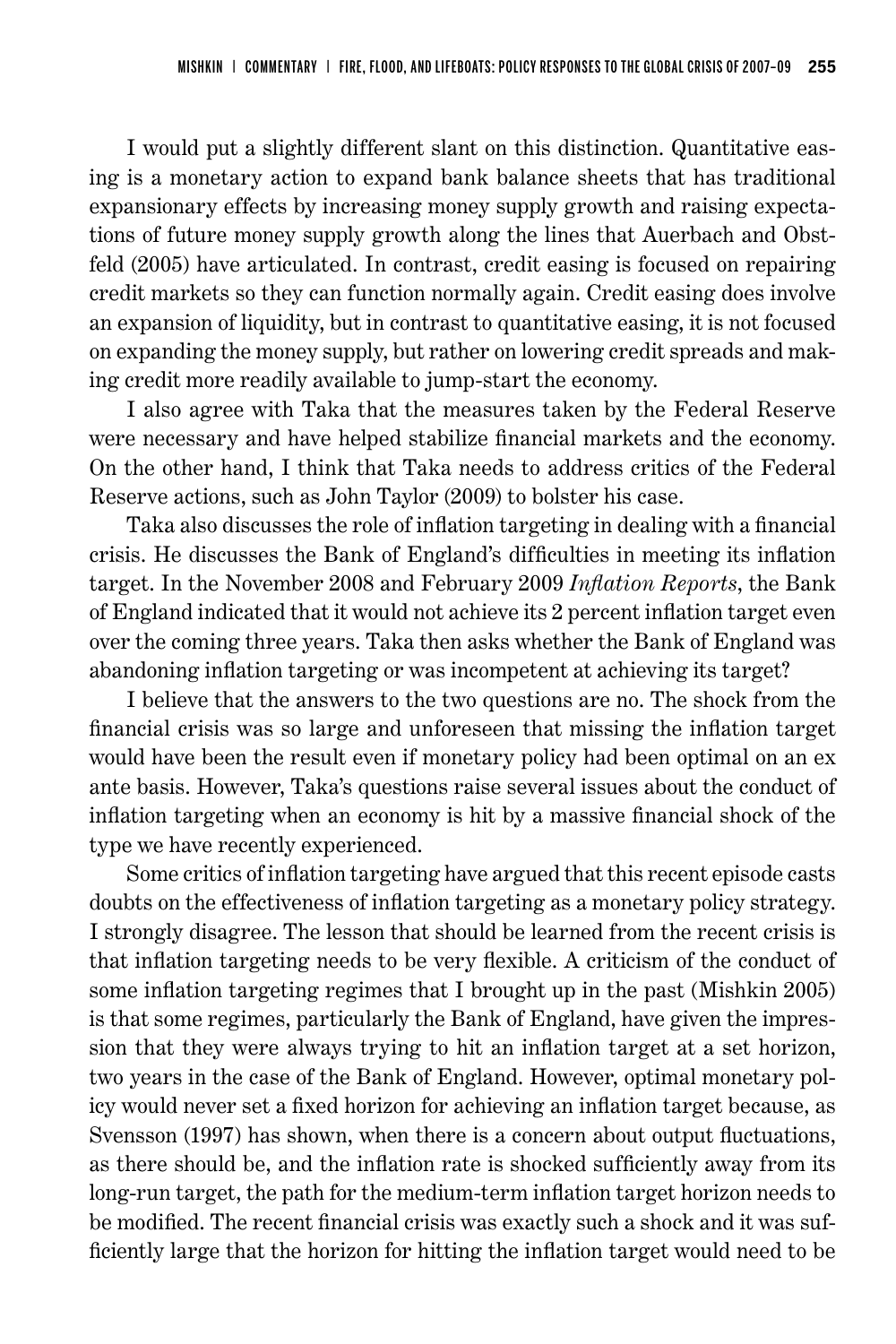I would put a slightly different slant on this distinction. Quantitative easing is a monetary action to expand bank balance sheets that has traditional expansionary effects by increasing money supply growth and raising expectations of future money supply growth along the lines that Auerbach and Obstfeld (2005) have articulated. In contrast, credit easing is focused on repairing credit markets so they can function normally again. Credit easing does involve an expansion of liquidity, but in contrast to quantitative easing, it is not focused on expanding the money supply, but rather on lowering credit spreads and making credit more readily available to jump-start the economy.

I also agree with Taka that the measures taken by the Federal Reserve were necessary and have helped stabilize financial markets and the economy. On the other hand, I think that Taka needs to address critics of the Federal Reserve actions, such as John Taylor (2009) to bolster his case.

Taka also discusses the role of inflation targeting in dealing with a financial crisis. He discusses the Bank of England's difficulties in meeting its inflation target. In the November 2008 and February 2009 *Inflation Reports*, the Bank of England indicated that it would not achieve its 2 percent inflation target even over the coming three years. Taka then asks whether the Bank of England was abandoning inflation targeting or was incompetent at achieving its target?

I believe that the answers to the two questions are no. The shock from the financial crisis was so large and unforeseen that missing the inflation target would have been the result even if monetary policy had been optimal on an ex ante basis. However, Taka's questions raise several issues about the conduct of inflation targeting when an economy is hit by a massive financial shock of the type we have recently experienced.

Some critics of inflation targeting have argued that this recent episode casts doubts on the effectiveness of inflation targeting as a monetary policy strategy. I strongly disagree. The lesson that should be learned from the recent crisis is that inflation targeting needs to be very flexible. A criticism of the conduct of some inflation targeting regimes that I brought up in the past (Mishkin 2005) is that some regimes, particularly the Bank of England, have given the impression that they were always trying to hit an inflation target at a set horizon, two years in the case of the Bank of England. However, optimal monetary policy would never set a fixed horizon for achieving an inflation target because, as Svensson (1997) has shown, when there is a concern about output fluctuations, as there should be, and the inflation rate is shocked sufficiently away from its long-run target, the path for the medium-term inflation target horizon needs to be modified. The recent financial crisis was exactly such a shock and it was sufficiently large that the horizon for hitting the inflation target would need to be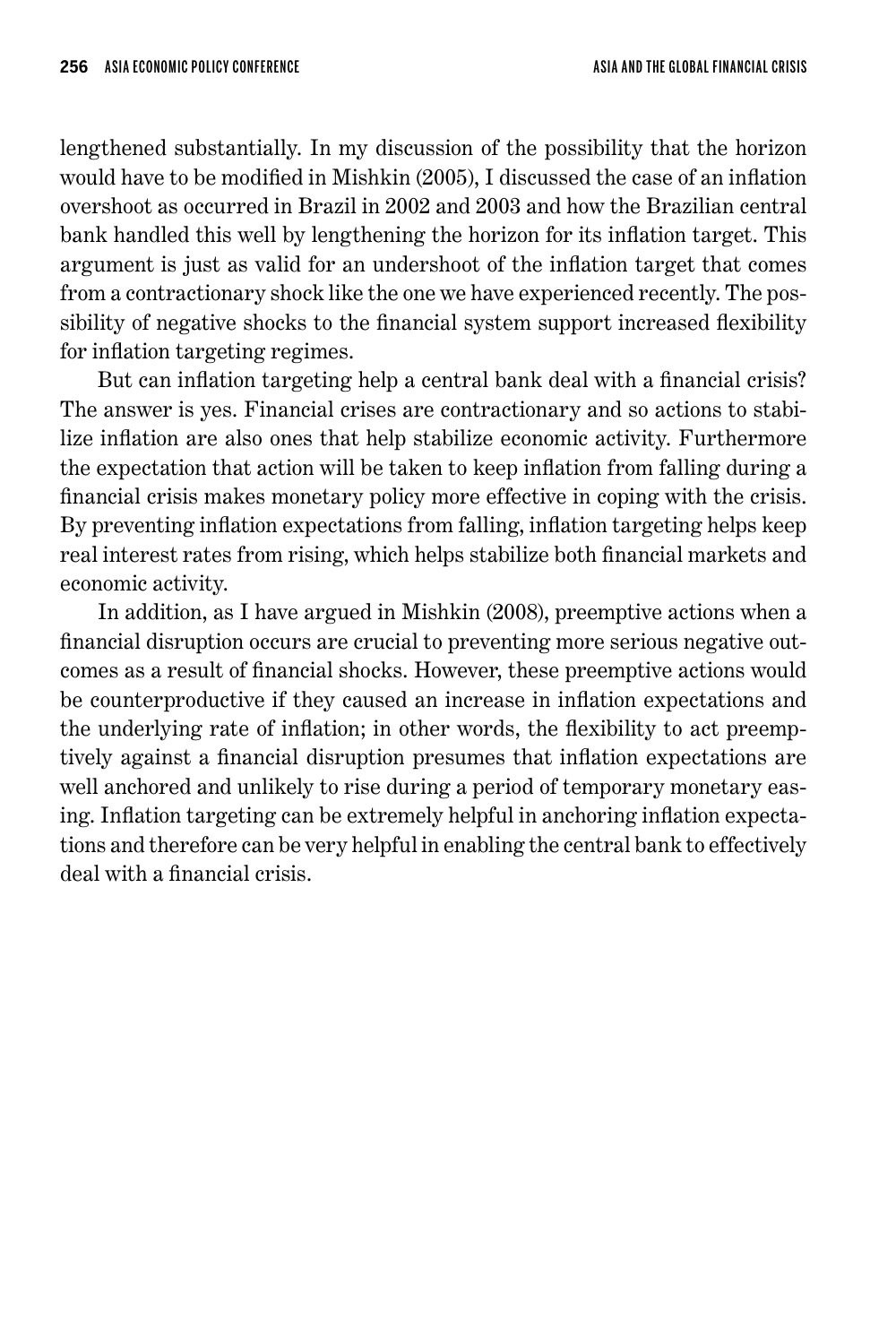lengthened substantially. In my discussion of the possibility that the horizon would have to be modified in Mishkin (2005), I discussed the case of an inflation overshoot as occurred in Brazil in 2002 and 2003 and how the Brazilian central bank handled this well by lengthening the horizon for its inflation target. This argument is just as valid for an undershoot of the inflation target that comes from a contractionary shock like the one we have experienced recently. The possibility of negative shocks to the financial system support increased flexibility for inflation targeting regimes.

But can inflation targeting help a central bank deal with a financial crisis? The answer is yes. Financial crises are contractionary and so actions to stabilize inflation are also ones that help stabilize economic activity. Furthermore the expectation that action will be taken to keep inflation from falling during a financial crisis makes monetary policy more effective in coping with the crisis. By preventing inflation expectations from falling, inflation targeting helps keep real interest rates from rising, which helps stabilize both financial markets and economic activity.

In addition, as I have argued in Mishkin (2008), preemptive actions when a financial disruption occurs are crucial to preventing more serious negative outcomes as a result of financial shocks. However, these preemptive actions would be counterproductive if they caused an increase in inflation expectations and the underlying rate of inflation; in other words, the flexibility to act preemptively against a financial disruption presumes that inflation expectations are well anchored and unlikely to rise during a period of temporary monetary easing. Inflation targeting can be extremely helpful in anchoring inflation expectations and therefore can be very helpful in enabling the central bank to effectively deal with a financial crisis.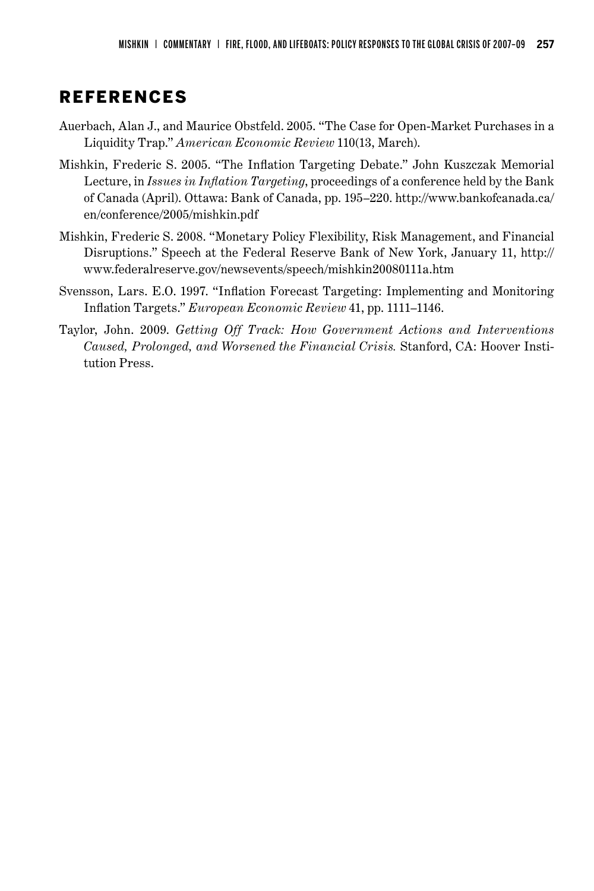## REFERENCES

Auerbach, Alan J., and Maurice Obstfeld. 2005. "The Case for Open-Market Purchases in a Liquidity Trap." *American Economic Review* 110(13, March).

Mishkin, Frederic S. 2005. "The Inflation Targeting Debate." John Kuszczak Memorial Lecture, in *Issues in Inflation Targeting*, proceedings of a conference held by the Bank of Canada (April). Ottawa: Bank of Canada, pp. 195–220. http://www.bankofcanada.ca/en/conference/2005/mishkin.pdf

Mishkin, Frederic S. 2008. "Monetary Policy Flexibility, Risk Management, and Financial Disruptions." Speech at the Federal Reserve Bank of New York, January 11, http://www.federalreserve.gov/newsevents/speech/mishkin20080111a.htm

Svensson, Lars. E.O. 1997. "Inflation Forecast Targeting: Implementing and Monitoring Inflation Targets." *European Economic Review* 41, pp. 1111–1146.

Taylor, John. 2009. *Getting Off Track: How Government Actions and Interventions Caused, Prolonged, and Worsened the Financial Crisis.* Stanford, CA: Hoover Institution Press.